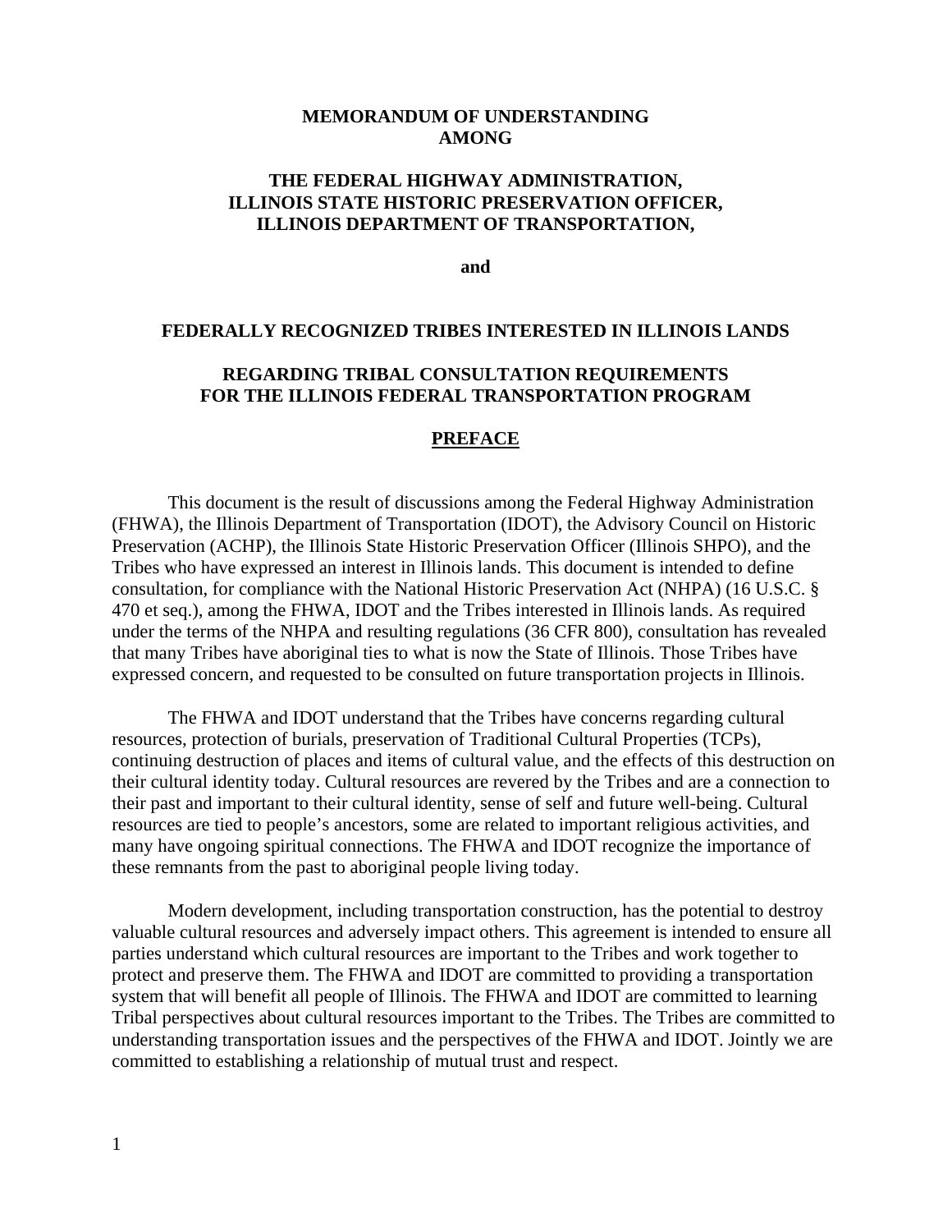# MEMORANDUM OF UNDERSTANDING AMONG

# THE FEDERAL HIGHWAY ADMINISTRATION, ILLINOIS STATE HISTORIC PRESERVATION OFFICER, ILLINOIS DEPARTMENT OF TRANSPORTATION,

**and**

# FEDERALLY RECOGNIZED TRIBES INTERESTED IN ILLINOIS LANDS

# REGARDING TRIBAL CONSULTATION REQUIREMENTS FOR THE ILLINOIS FEDERAL TRANSPORTATION PROGRAM

## PREFACE

This document is the result of discussions among the Federal Highway Administration (FHWA), the Illinois Department of Transportation (IDOT), the Advisory Council on Historic Preservation (ACHP), the Illinois State Historic Preservation Officer (Illinois SHPO), and the Tribes who have expressed an interest in Illinois lands. This document is intended to define consultation, for compliance with the National Historic Preservation Act (NHPA) (16 U.S.C. § 470 et seq.), among the FHWA, IDOT and the Tribes interested in Illinois lands. As required under the terms of the NHPA and resulting regulations (36 CFR 800), consultation has revealed that many Tribes have aboriginal ties to what is now the State of Illinois. Those Tribes have expressed concern, and requested to be consulted on future transportation projects in Illinois.

The FHWA and IDOT understand that the Tribes have concerns regarding cultural resources, protection of burials, preservation of Traditional Cultural Properties (TCPs), continuing destruction of places and items of cultural value, and the effects of this destruction on their cultural identity today. Cultural resources are revered by the Tribes and are a connection to their past and important to their cultural identity, sense of self and future well-being. Cultural resources are tied to people's ancestors, some are related to important religious activities, and many have ongoing spiritual connections. The FHWA and IDOT recognize the importance of these remnants from the past to aboriginal people living today.

Modern development, including transportation construction, has the potential to destroy valuable cultural resources and adversely impact others. This agreement is intended to ensure all parties understand which cultural resources are important to the Tribes and work together to protect and preserve them. The FHWA and IDOT are committed to providing a transportation system that will benefit all people of Illinois. The FHWA and IDOT are committed to learning Tribal perspectives about cultural resources important to the Tribes. The Tribes are committed to understanding transportation issues and the perspectives of the FHWA and IDOT. Jointly we are committed to establishing a relationship of mutual trust and respect.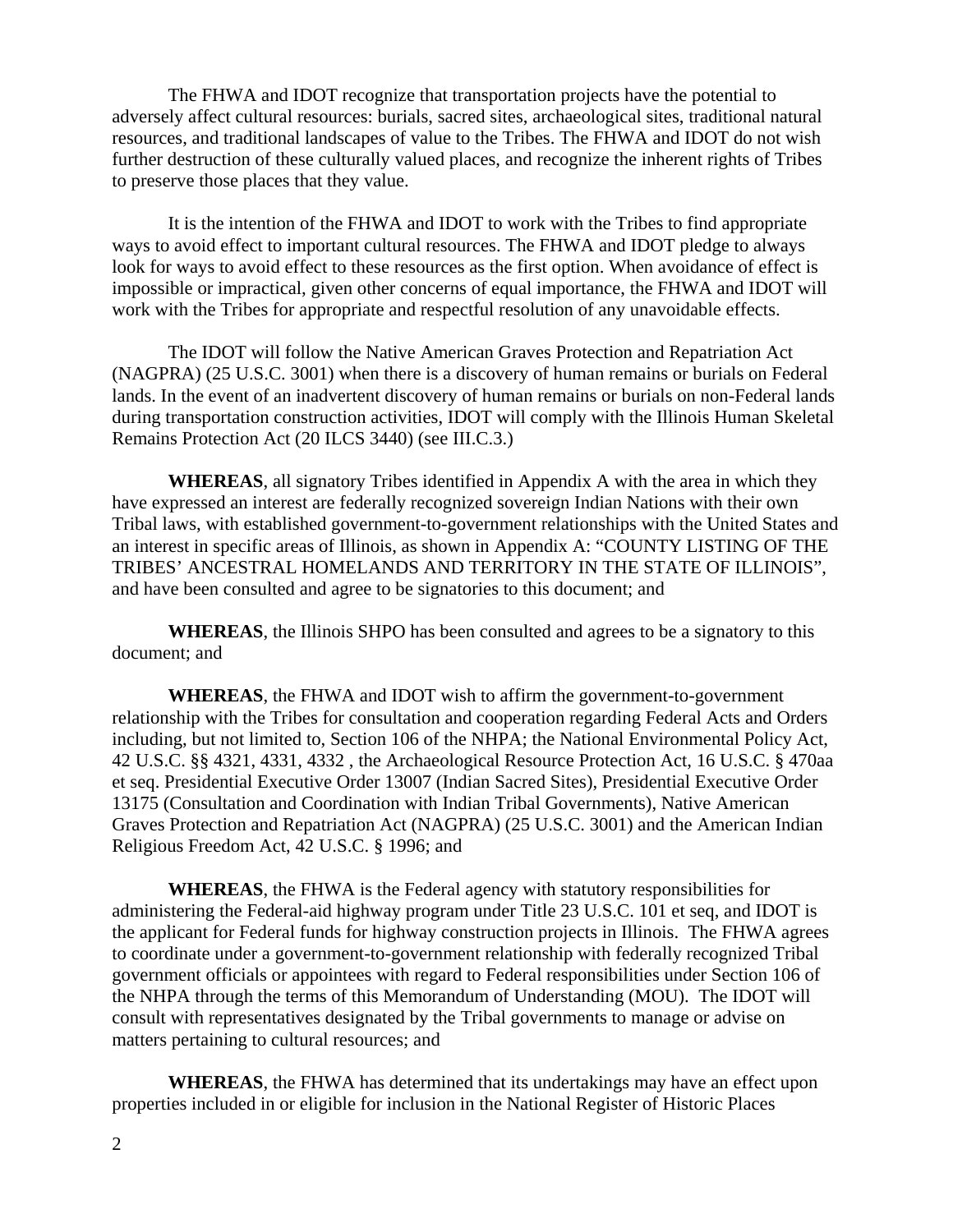The FHWA and IDOT recognize that transportation projects have the potential to adversely affect cultural resources: burials, sacred sites, archaeological sites, traditional natural resources, and traditional landscapes of value to the Tribes. The FHWA and IDOT do not wish further destruction of these culturally valued places, and recognize the inherent rights of Tribes to preserve those places that they value.

It is the intention of the FHWA and IDOT to work with the Tribes to find appropriate ways to avoid effect to important cultural resources. The FHWA and IDOT pledge to always look for ways to avoid effect to these resources as the first option. When avoidance of effect is impossible or impractical, given other concerns of equal importance, the FHWA and IDOT will work with the Tribes for appropriate and respectful resolution of any unavoidable effects.

The IDOT will follow the Native American Graves Protection and Repatriation Act (NAGPRA) (25 U.S.C. 3001) when there is a discovery of human remains or burials on Federal lands. In the event of an inadvertent discovery of human remains or burials on non-Federal lands during transportation construction activities, IDOT will comply with the Illinois Human Skeletal Remains Protection Act (20 ILCS 3440) (see III.C.3.)

**WHEREAS**, all signatory Tribes identified in Appendix A with the area in which they have expressed an interest are federally recognized sovereign Indian Nations with their own Tribal laws, with established government-to-government relationships with the United States and an interest in specific areas of Illinois, as shown in Appendix A: "COUNTY LISTING OF THE TRIBES' ANCESTRAL HOMELANDS AND TERRITORY IN THE STATE OF ILLINOIS", and have been consulted and agree to be signatories to this document; and

**WHEREAS**, the Illinois SHPO has been consulted and agrees to be a signatory to this document; and

**WHEREAS**, the FHWA and IDOT wish to affirm the government-to-government relationship with the Tribes for consultation and cooperation regarding Federal Acts and Orders including, but not limited to, Section 106 of the NHPA; the National Environmental Policy Act, 42 U.S.C. §§ 4321, 4331, 4332 , the Archaeological Resource Protection Act, 16 U.S.C. § 470aa et seq. Presidential Executive Order 13007 (Indian Sacred Sites), Presidential Executive Order 13175 (Consultation and Coordination with Indian Tribal Governments), Native American Graves Protection and Repatriation Act (NAGPRA) (25 U.S.C. 3001) and the American Indian Religious Freedom Act, 42 U.S.C. § 1996; and

**WHEREAS**, the FHWA is the Federal agency with statutory responsibilities for administering the Federal-aid highway program under Title 23 U.S.C. 101 et seq, and IDOT is the applicant for Federal funds for highway construction projects in Illinois. The FHWA agrees to coordinate under a government-to-government relationship with federally recognized Tribal government officials or appointees with regard to Federal responsibilities under Section 106 of the NHPA through the terms of this Memorandum of Understanding (MOU). The IDOT will consult with representatives designated by the Tribal governments to manage or advise on matters pertaining to cultural resources; and

**WHEREAS**, the FHWA has determined that its undertakings may have an effect upon properties included in or eligible for inclusion in the National Register of Historic Places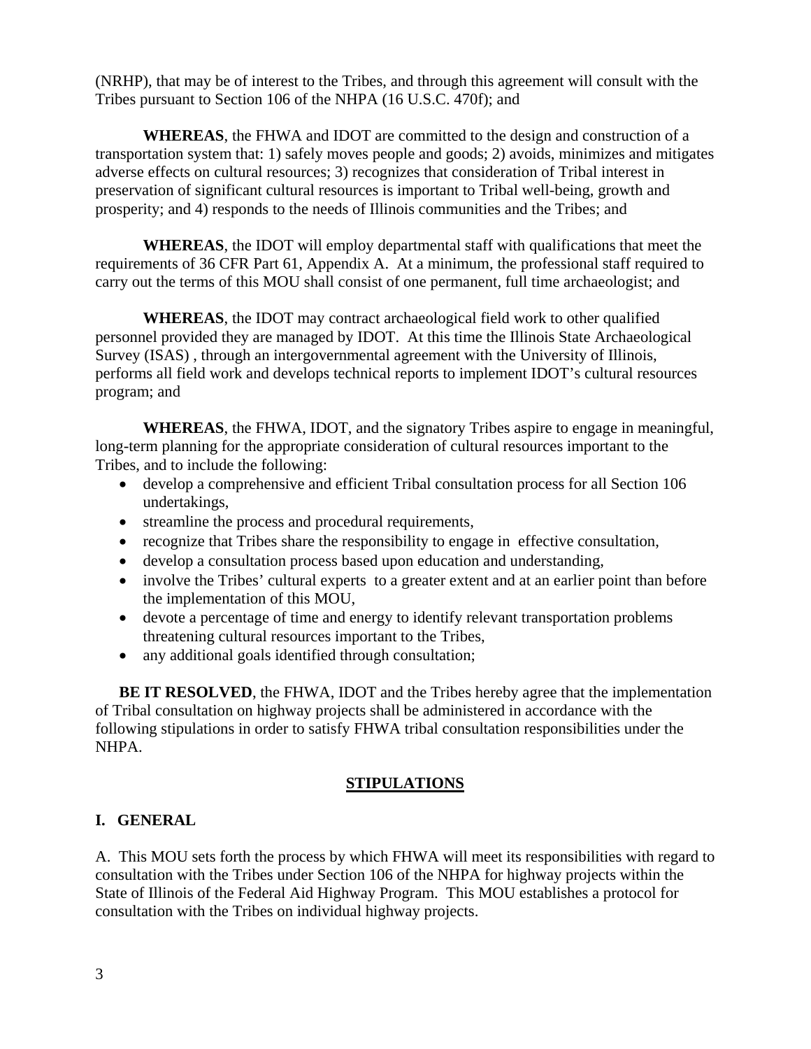(NRHP), that may be of interest to the Tribes, and through this agreement will consult with the Tribes pursuant to Section 106 of the NHPA (16 U.S.C. 470f); and

**WHEREAS**, the FHWA and IDOT are committed to the design and construction of a transportation system that: 1) safely moves people and goods; 2) avoids, minimizes and mitigates adverse effects on cultural resources; 3) recognizes that consideration of Tribal interest in preservation of significant cultural resources is important to Tribal well-being, growth and prosperity; and 4) responds to the needs of Illinois communities and the Tribes; and

**WHEREAS**, the IDOT will employ departmental staff with qualifications that meet the requirements of 36 CFR Part 61, Appendix A. At a minimum, the professional staff required to carry out the terms of this MOU shall consist of one permanent, full time archaeologist; and

**WHEREAS**, the IDOT may contract archaeological field work to other qualified personnel provided they are managed by IDOT. At this time the Illinois State Archaeological Survey (ISAS) , through an intergovernmental agreement with the University of Illinois, performs all field work and develops technical reports to implement IDOT's cultural resources program; and

**WHEREAS**, the FHWA, IDOT, and the signatory Tribes aspire to engage in meaningful, long-term planning for the appropriate consideration of cultural resources important to the Tribes, and to include the following:

- develop a comprehensive and efficient Tribal consultation process for all Section 106 undertakings,
- streamline the process and procedural requirements,
- recognize that Tribes share the responsibility to engage in effective consultation,
- develop a consultation process based upon education and understanding,
- involve the Tribes' cultural experts to a greater extent and at an earlier point than before the implementation of this MOU,
- devote a percentage of time and energy to identify relevant transportation problems threatening cultural resources important to the Tribes,
- any additional goals identified through consultation;

**BE IT RESOLVED**, the FHWA, IDOT and the Tribes hereby agree that the implementation of Tribal consultation on highway projects shall be administered in accordance with the following stipulations in order to satisfy FHWA tribal consultation responsibilities under the NHPA.

## STIPULATIONS

### I. GENERAL

A. This MOU sets forth the process by which FHWA will meet its responsibilities with regard to consultation with the Tribes under Section 106 of the NHPA for highway projects within the State of Illinois of the Federal Aid Highway Program. This MOU establishes a protocol for consultation with the Tribes on individual highway projects.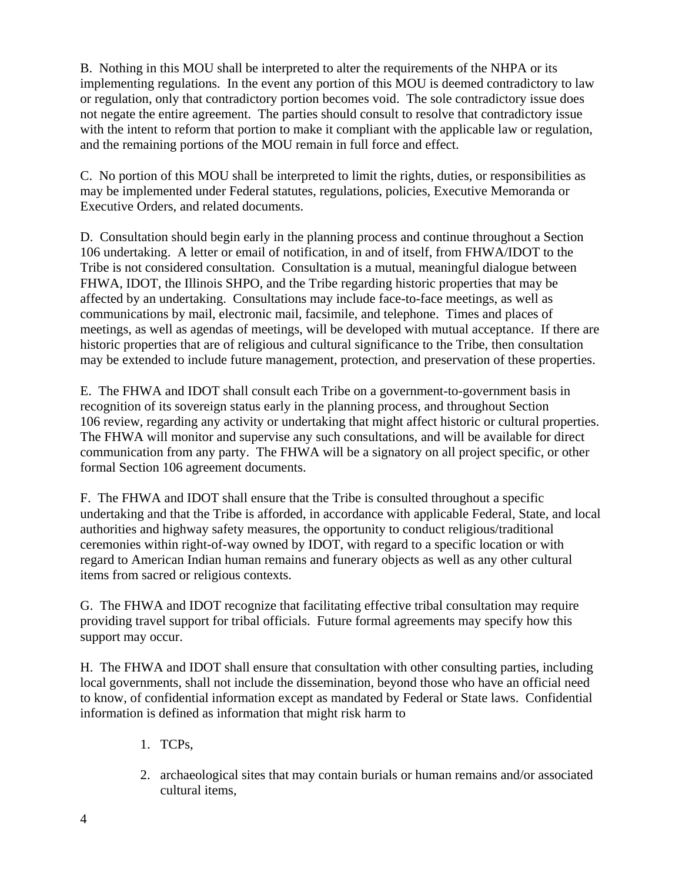B. Nothing in this MOU shall be interpreted to alter the requirements of the NHPA or its implementing regulations. In the event any portion of this MOU is deemed contradictory to law or regulation, only that contradictory portion becomes void. The sole contradictory issue does not negate the entire agreement. The parties should consult to resolve that contradictory issue with the intent to reform that portion to make it compliant with the applicable law or regulation, and the remaining portions of the MOU remain in full force and effect.

C. No portion of this MOU shall be interpreted to limit the rights, duties, or responsibilities as may be implemented under Federal statutes, regulations, policies, Executive Memoranda or Executive Orders, and related documents.

D. Consultation should begin early in the planning process and continue throughout a Section 106 undertaking. A letter or email of notification, in and of itself, from FHWA/IDOT to the Tribe is not considered consultation. Consultation is a mutual, meaningful dialogue between FHWA, IDOT, the Illinois SHPO, and the Tribe regarding historic properties that may be affected by an undertaking. Consultations may include face-to-face meetings, as well as communications by mail, electronic mail, facsimile, and telephone. Times and places of meetings, as well as agendas of meetings, will be developed with mutual acceptance. If there are historic properties that are of religious and cultural significance to the Tribe, then consultation may be extended to include future management, protection, and preservation of these properties.

E. The FHWA and IDOT shall consult each Tribe on a government-to-government basis in recognition of its sovereign status early in the planning process, and throughout Section 106 review, regarding any activity or undertaking that might affect historic or cultural properties. The FHWA will monitor and supervise any such consultations, and will be available for direct communication from any party. The FHWA will be a signatory on all project specific, or other formal Section 106 agreement documents.

F. The FHWA and IDOT shall ensure that the Tribe is consulted throughout a specific undertaking and that the Tribe is afforded, in accordance with applicable Federal, State, and local authorities and highway safety measures, the opportunity to conduct religious/traditional ceremonies within right-of-way owned by IDOT, with regard to a specific location or with regard to American Indian human remains and funerary objects as well as any other cultural items from sacred or religious contexts.

G. The FHWA and IDOT recognize that facilitating effective tribal consultation may require providing travel support for tribal officials. Future formal agreements may specify how this support may occur.

H. The FHWA and IDOT shall ensure that consultation with other consulting parties, including local governments, shall not include the dissemination, beyond those who have an official need to know, of confidential information except as mandated by Federal or State laws. Confidential information is defined as information that might risk harm to

1. TCPs,
2. archaeological sites that may contain burials or human remains and/or associated cultural items,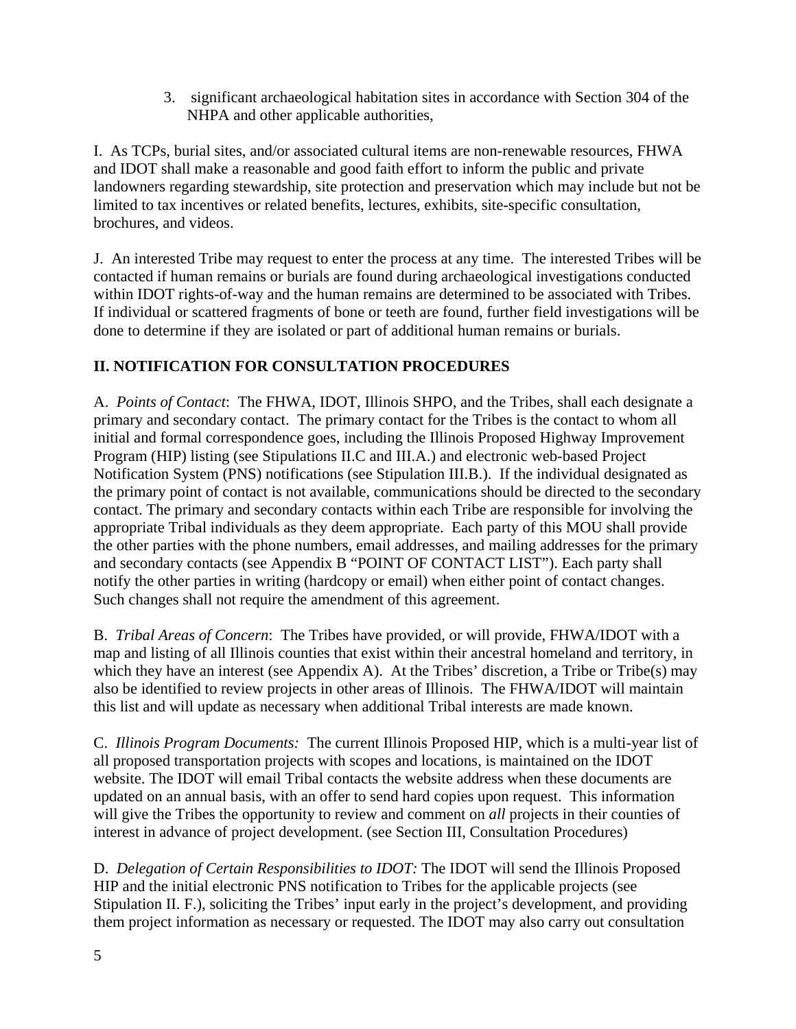3. significant archaeological habitation sites in accordance with Section 304 of the NHPA and other applicable authorities,

I. As TCPs, burial sites, and/or associated cultural items are non-renewable resources, FHWA and IDOT shall make a reasonable and good faith effort to inform the public and private landowners regarding stewardship, site protection and preservation which may include but not be limited to tax incentives or related benefits, lectures, exhibits, site-specific consultation, brochures, and videos.

J. An interested Tribe may request to enter the process at any time. The interested Tribes will be contacted if human remains or burials are found during archaeological investigations conducted within IDOT rights-of-way and the human remains are determined to be associated with Tribes. If individual or scattered fragments of bone or teeth are found, further field investigations will be done to determine if they are isolated or part of additional human remains or burials.

## II. NOTIFICATION FOR CONSULTATION PROCEDURES

A. *Points of Contact*: The FHWA, IDOT, Illinois SHPO, and the Tribes, shall each designate a primary and secondary contact. The primary contact for the Tribes is the contact to whom all initial and formal correspondence goes, including the Illinois Proposed Highway Improvement Program (HIP) listing (see Stipulations II.C and III.A.) and electronic web-based Project Notification System (PNS) notifications (see Stipulation III.B.). If the individual designated as the primary point of contact is not available, communications should be directed to the secondary contact. The primary and secondary contacts within each Tribe are responsible for involving the appropriate Tribal individuals as they deem appropriate. Each party of this MOU shall provide the other parties with the phone numbers, email addresses, and mailing addresses for the primary and secondary contacts (see Appendix B "POINT OF CONTACT LIST"). Each party shall notify the other parties in writing (hardcopy or email) when either point of contact changes. Such changes shall not require the amendment of this agreement.

B. *Tribal Areas of Concern*: The Tribes have provided, or will provide, FHWA/IDOT with a map and listing of all Illinois counties that exist within their ancestral homeland and territory, in which they have an interest (see Appendix A). At the Tribes' discretion, a Tribe or Tribe(s) may also be identified to review projects in other areas of Illinois. The FHWA/IDOT will maintain this list and will update as necessary when additional Tribal interests are made known.

C. *Illinois Program Documents:* The current Illinois Proposed HIP, which is a multi-year list of all proposed transportation projects with scopes and locations, is maintained on the IDOT website. The IDOT will email Tribal contacts the website address when these documents are updated on an annual basis, with an offer to send hard copies upon request. This information will give the Tribes the opportunity to review and comment on *all* projects in their counties of interest in advance of project development. (see Section III, Consultation Procedures)

D. *Delegation of Certain Responsibilities to IDOT:* The IDOT will send the Illinois Proposed HIP and the initial electronic PNS notification to Tribes for the applicable projects (see Stipulation II. F.), soliciting the Tribes' input early in the project's development, and providing them project information as necessary or requested. The IDOT may also carry out consultation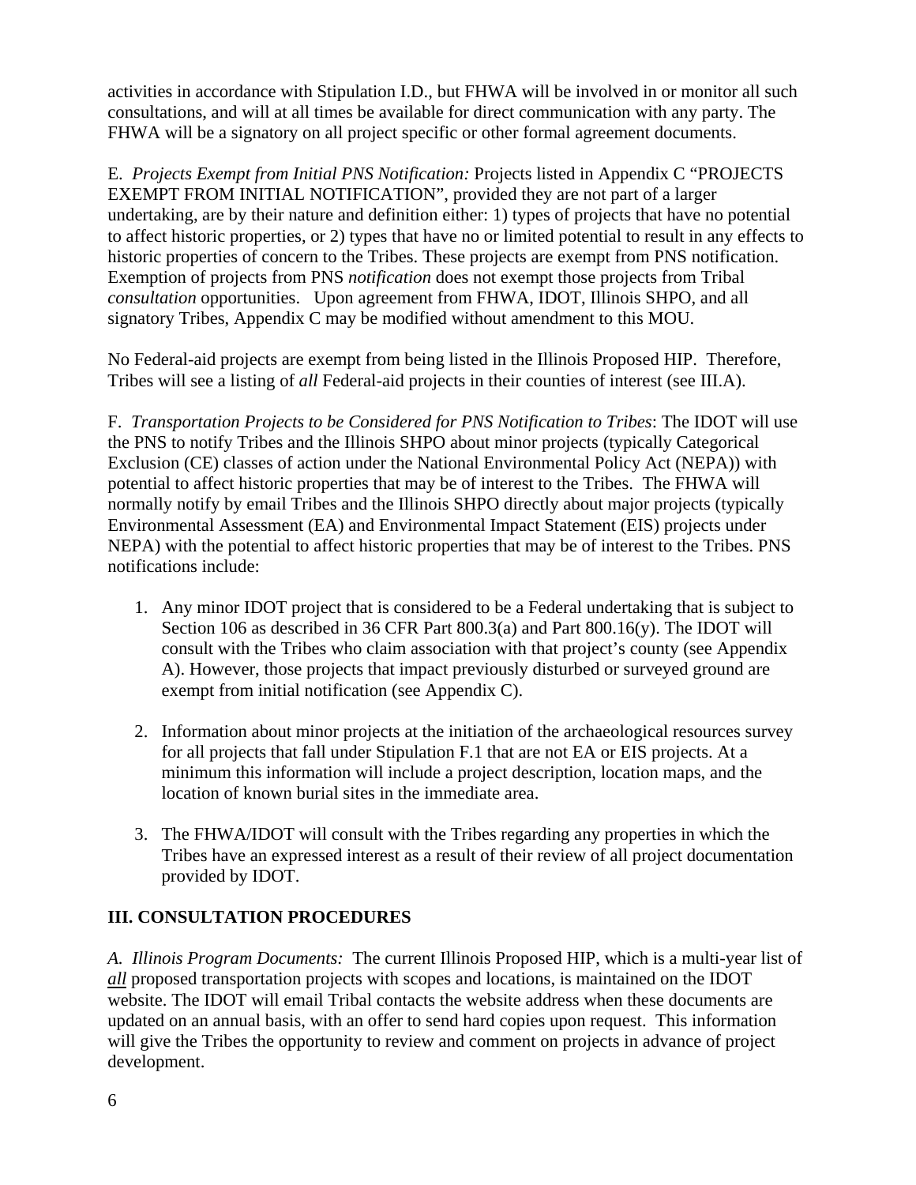activities in accordance with Stipulation I.D., but FHWA will be involved in or monitor all such consultations, and will at all times be available for direct communication with any party. The FHWA will be a signatory on all project specific or other formal agreement documents.

E. *Projects Exempt from Initial PNS Notification:* Projects listed in Appendix C "PROJECTS EXEMPT FROM INITIAL NOTIFICATION", provided they are not part of a larger undertaking, are by their nature and definition either: 1) types of projects that have no potential to affect historic properties, or 2) types that have no or limited potential to result in any effects to historic properties of concern to the Tribes. These projects are exempt from PNS notification. Exemption of projects from PNS *notification* does not exempt those projects from Tribal *consultation* opportunities. Upon agreement from FHWA, IDOT, Illinois SHPO, and all signatory Tribes, Appendix C may be modified without amendment to this MOU.

No Federal-aid projects are exempt from being listed in the Illinois Proposed HIP. Therefore, Tribes will see a listing of *all* Federal-aid projects in their counties of interest (see III.A).

F. *Transportation Projects to be Considered for PNS Notification to Tribes*: The IDOT will use the PNS to notify Tribes and the Illinois SHPO about minor projects (typically Categorical Exclusion (CE) classes of action under the National Environmental Policy Act (NEPA)) with potential to affect historic properties that may be of interest to the Tribes. The FHWA will normally notify by email Tribes and the Illinois SHPO directly about major projects (typically Environmental Assessment (EA) and Environmental Impact Statement (EIS) projects under NEPA) with the potential to affect historic properties that may be of interest to the Tribes. PNS notifications include:

1. Any minor IDOT project that is considered to be a Federal undertaking that is subject to Section 106 as described in 36 CFR Part 800.3(a) and Part 800.16(y). The IDOT will consult with the Tribes who claim association with that project's county (see Appendix A). However, those projects that impact previously disturbed or surveyed ground are exempt from initial notification (see Appendix C).

2. Information about minor projects at the initiation of the archaeological resources survey for all projects that fall under Stipulation F.1 that are not EA or EIS projects. At a minimum this information will include a project description, location maps, and the location of known burial sites in the immediate area.

3. The FHWA/IDOT will consult with the Tribes regarding any properties in which the Tribes have an expressed interest as a result of their review of all project documentation provided by IDOT.

## III. CONSULTATION PROCEDURES

*A. Illinois Program Documents:* The current Illinois Proposed HIP, which is a multi-year list of ***all*** proposed transportation projects with scopes and locations, is maintained on the IDOT website. The IDOT will email Tribal contacts the website address when these documents are updated on an annual basis, with an offer to send hard copies upon request. This information will give the Tribes the opportunity to review and comment on projects in advance of project development.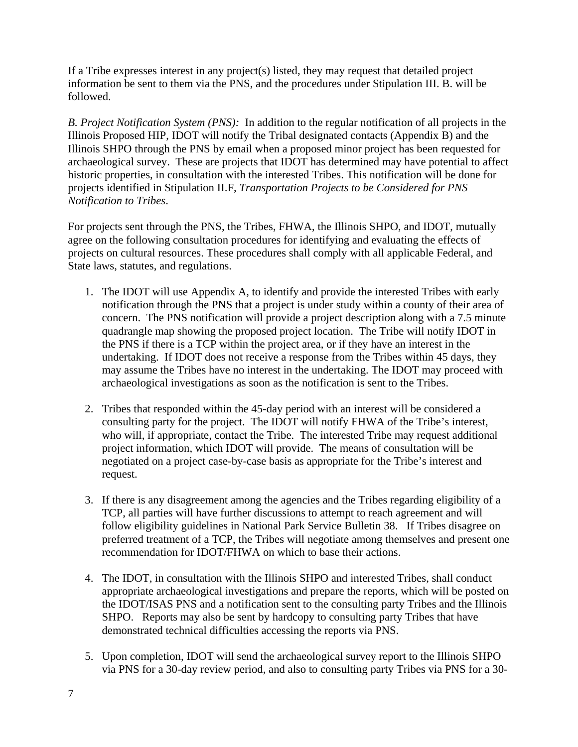If a Tribe expresses interest in any project(s) listed, they may request that detailed project information be sent to them via the PNS, and the procedures under Stipulation III. B. will be followed.

*B. Project Notification System (PNS):* In addition to the regular notification of all projects in the Illinois Proposed HIP, IDOT will notify the Tribal designated contacts (Appendix B) and the Illinois SHPO through the PNS by email when a proposed minor project has been requested for archaeological survey. These are projects that IDOT has determined may have potential to affect historic properties, in consultation with the interested Tribes. This notification will be done for projects identified in Stipulation II.F, *Transportation Projects to be Considered for PNS Notification to Tribes*.

For projects sent through the PNS, the Tribes, FHWA, the Illinois SHPO, and IDOT, mutually agree on the following consultation procedures for identifying and evaluating the effects of projects on cultural resources. These procedures shall comply with all applicable Federal, and State laws, statutes, and regulations.

1. The IDOT will use Appendix A, to identify and provide the interested Tribes with early notification through the PNS that a project is under study within a county of their area of concern. The PNS notification will provide a project description along with a 7.5 minute quadrangle map showing the proposed project location. The Tribe will notify IDOT in the PNS if there is a TCP within the project area, or if they have an interest in the undertaking. If IDOT does not receive a response from the Tribes within 45 days, they may assume the Tribes have no interest in the undertaking. The IDOT may proceed with archaeological investigations as soon as the notification is sent to the Tribes.

2. Tribes that responded within the 45-day period with an interest will be considered a consulting party for the project. The IDOT will notify FHWA of the Tribe's interest, who will, if appropriate, contact the Tribe. The interested Tribe may request additional project information, which IDOT will provide. The means of consultation will be negotiated on a project case-by-case basis as appropriate for the Tribe's interest and request.

3. If there is any disagreement among the agencies and the Tribes regarding eligibility of a TCP, all parties will have further discussions to attempt to reach agreement and will follow eligibility guidelines in National Park Service Bulletin 38. If Tribes disagree on preferred treatment of a TCP, the Tribes will negotiate among themselves and present one recommendation for IDOT/FHWA on which to base their actions.

4. The IDOT, in consultation with the Illinois SHPO and interested Tribes, shall conduct appropriate archaeological investigations and prepare the reports, which will be posted on the IDOT/ISAS PNS and a notification sent to the consulting party Tribes and the Illinois SHPO. Reports may also be sent by hardcopy to consulting party Tribes that have demonstrated technical difficulties accessing the reports via PNS.

5. Upon completion, IDOT will send the archaeological survey report to the Illinois SHPO via PNS for a 30-day review period, and also to consulting party Tribes via PNS for a 30-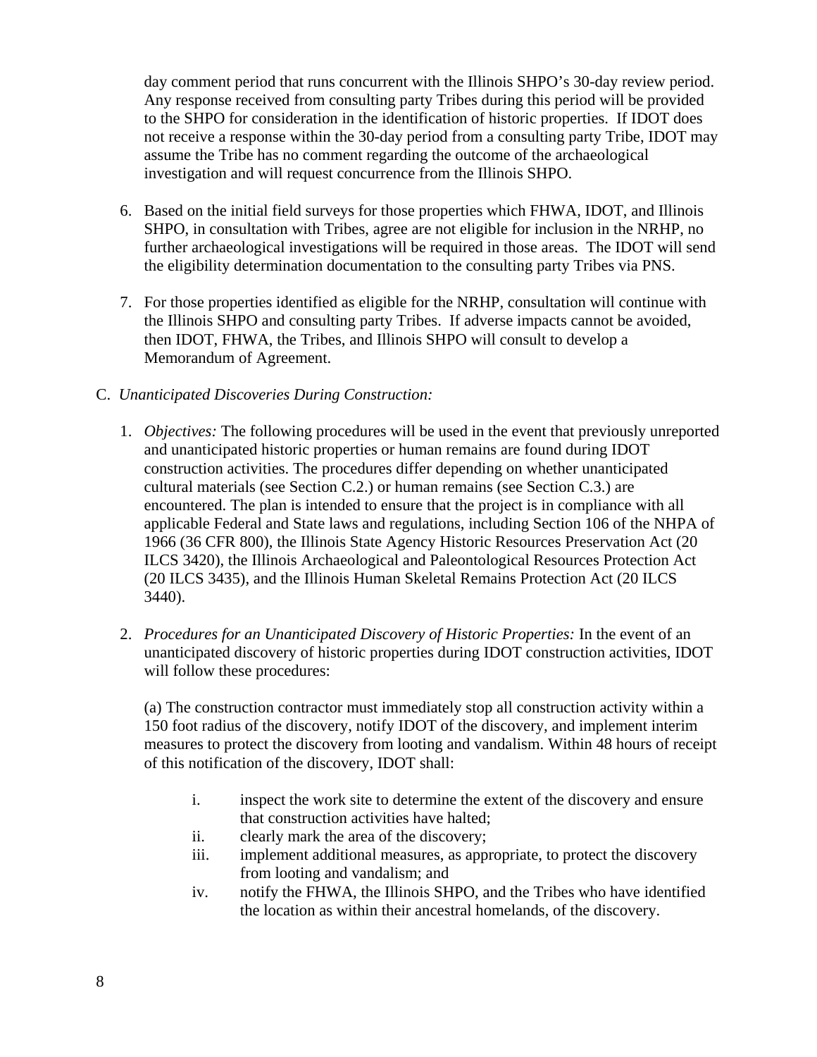day comment period that runs concurrent with the Illinois SHPO's 30-day review period. Any response received from consulting party Tribes during this period will be provided to the SHPO for consideration in the identification of historic properties. If IDOT does not receive a response within the 30-day period from a consulting party Tribe, IDOT may assume the Tribe has no comment regarding the outcome of the archaeological investigation and will request concurrence from the Illinois SHPO.

6. Based on the initial field surveys for those properties which FHWA, IDOT, and Illinois SHPO, in consultation with Tribes, agree are not eligible for inclusion in the NRHP, no further archaeological investigations will be required in those areas. The IDOT will send the eligibility determination documentation to the consulting party Tribes via PNS.

7. For those properties identified as eligible for the NRHP, consultation will continue with the Illinois SHPO and consulting party Tribes. If adverse impacts cannot be avoided, then IDOT, FHWA, the Tribes, and Illinois SHPO will consult to develop a Memorandum of Agreement.

C. *Unanticipated Discoveries During Construction:*

1. *Objectives:* The following procedures will be used in the event that previously unreported and unanticipated historic properties or human remains are found during IDOT construction activities. The procedures differ depending on whether unanticipated cultural materials (see Section C.2.) or human remains (see Section C.3.) are encountered. The plan is intended to ensure that the project is in compliance with all applicable Federal and State laws and regulations, including Section 106 of the NHPA of 1966 (36 CFR 800), the Illinois State Agency Historic Resources Preservation Act (20 ILCS 3420), the Illinois Archaeological and Paleontological Resources Protection Act (20 ILCS 3435), and the Illinois Human Skeletal Remains Protection Act (20 ILCS 3440).

2. *Procedures for an Unanticipated Discovery of Historic Properties:* In the event of an unanticipated discovery of historic properties during IDOT construction activities, IDOT will follow these procedures:

   (a) The construction contractor must immediately stop all construction activity within a 150 foot radius of the discovery, notify IDOT of the discovery, and implement interim measures to protect the discovery from looting and vandalism. Within 48 hours of receipt of this notification of the discovery, IDOT shall:

   i. inspect the work site to determine the extent of the discovery and ensure that construction activities have halted;
   ii. clearly mark the area of the discovery;
   iii. implement additional measures, as appropriate, to protect the discovery from looting and vandalism; and
   iv. notify the FHWA, the Illinois SHPO, and the Tribes who have identified the location as within their ancestral homelands, of the discovery.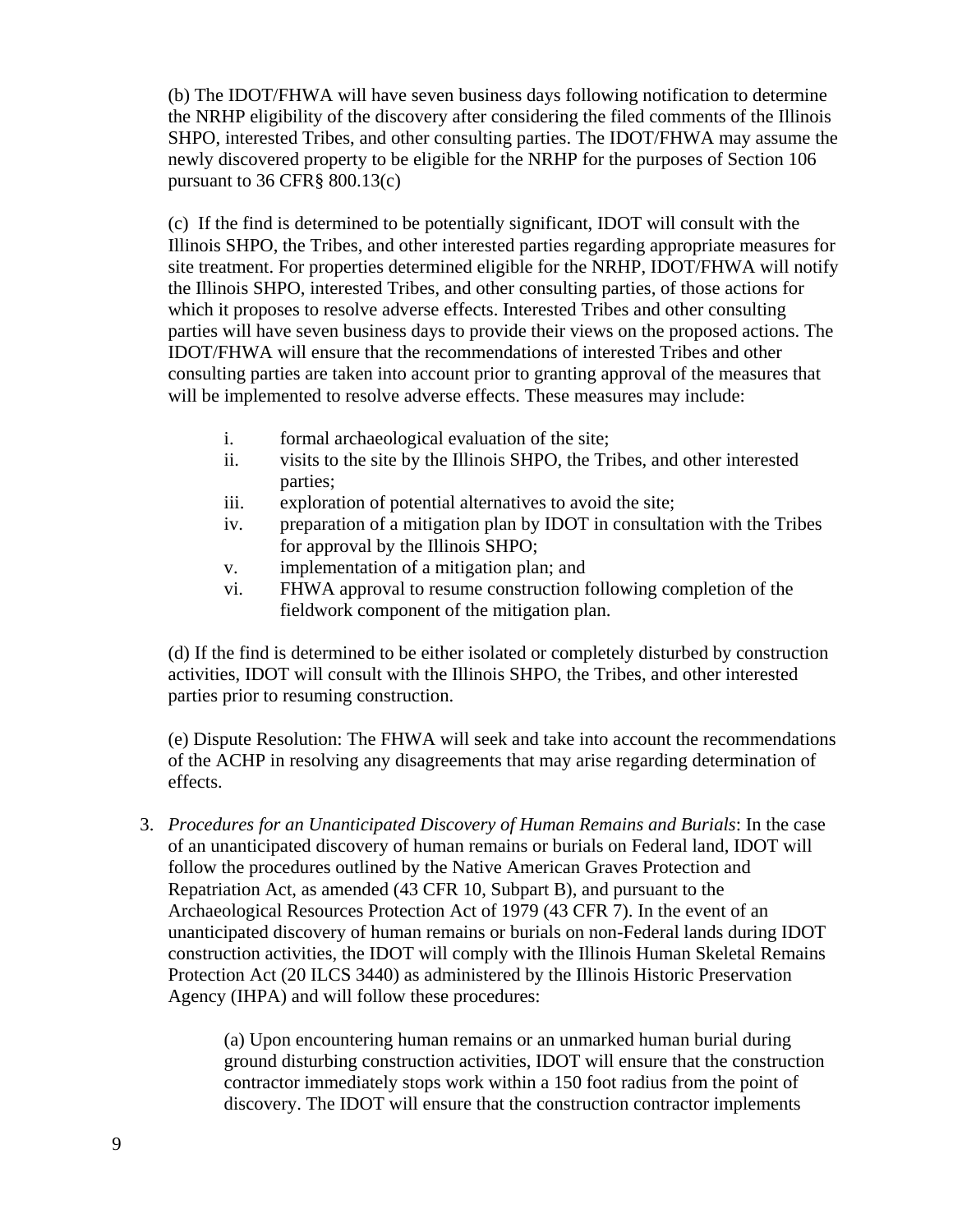(b) The IDOT/FHWA will have seven business days following notification to determine the NRHP eligibility of the discovery after considering the filed comments of the Illinois SHPO, interested Tribes, and other consulting parties. The IDOT/FHWA may assume the newly discovered property to be eligible for the NRHP for the purposes of Section 106 pursuant to 36 CFR§ 800.13(c)

(c) If the find is determined to be potentially significant, IDOT will consult with the Illinois SHPO, the Tribes, and other interested parties regarding appropriate measures for site treatment. For properties determined eligible for the NRHP, IDOT/FHWA will notify the Illinois SHPO, interested Tribes, and other consulting parties, of those actions for which it proposes to resolve adverse effects. Interested Tribes and other consulting parties will have seven business days to provide their views on the proposed actions. The IDOT/FHWA will ensure that the recommendations of interested Tribes and other consulting parties are taken into account prior to granting approval of the measures that will be implemented to resolve adverse effects. These measures may include:

- i. formal archaeological evaluation of the site;
- ii. visits to the site by the Illinois SHPO, the Tribes, and other interested parties;
- iii. exploration of potential alternatives to avoid the site;
- iv. preparation of a mitigation plan by IDOT in consultation with the Tribes for approval by the Illinois SHPO;
- v. implementation of a mitigation plan; and
- vi. FHWA approval to resume construction following completion of the fieldwork component of the mitigation plan.

(d) If the find is determined to be either isolated or completely disturbed by construction activities, IDOT will consult with the Illinois SHPO, the Tribes, and other interested parties prior to resuming construction.

(e) Dispute Resolution: The FHWA will seek and take into account the recommendations of the ACHP in resolving any disagreements that may arise regarding determination of effects.

3. *Procedures for an Unanticipated Discovery of Human Remains and Burials*: In the case of an unanticipated discovery of human remains or burials on Federal land, IDOT will follow the procedures outlined by the Native American Graves Protection and Repatriation Act, as amended (43 CFR 10, Subpart B), and pursuant to the Archaeological Resources Protection Act of 1979 (43 CFR 7). In the event of an unanticipated discovery of human remains or burials on non-Federal lands during IDOT construction activities, the IDOT will comply with the Illinois Human Skeletal Remains Protection Act (20 ILCS 3440) as administered by the Illinois Historic Preservation Agency (IHPA) and will follow these procedures:

   (a) Upon encountering human remains or an unmarked human burial during ground disturbing construction activities, IDOT will ensure that the construction contractor immediately stops work within a 150 foot radius from the point of discovery. The IDOT will ensure that the construction contractor implements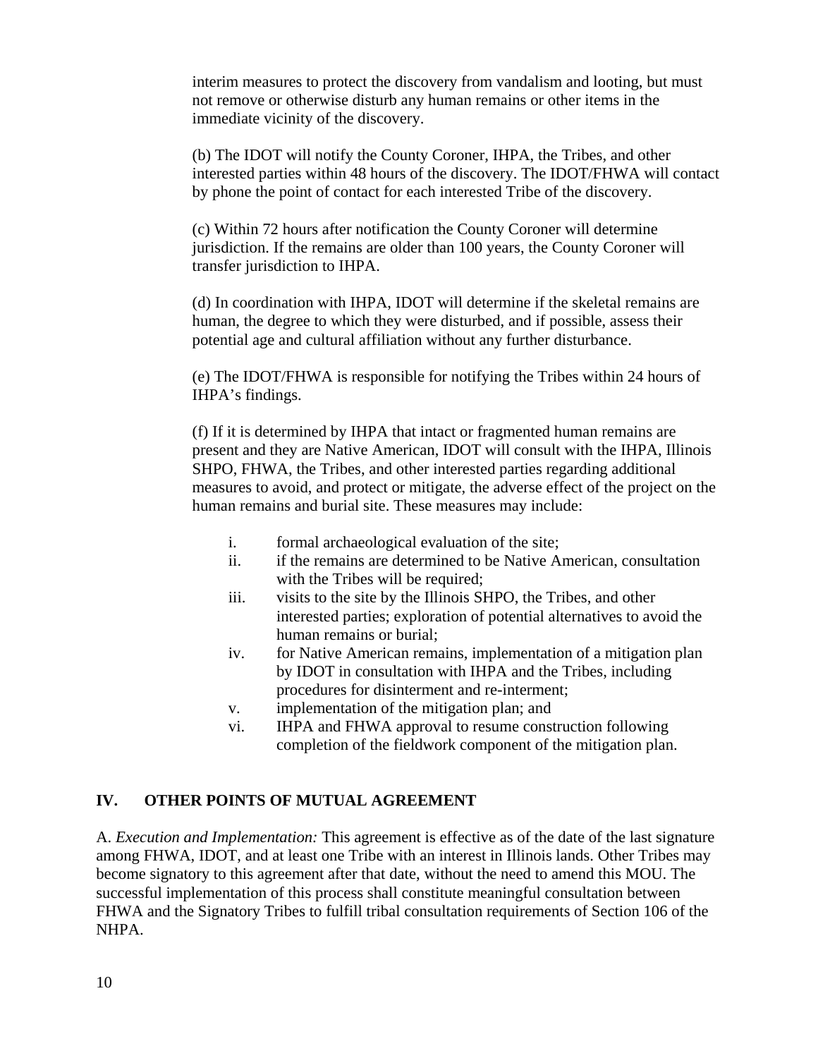interim measures to protect the discovery from vandalism and looting, but must not remove or otherwise disturb any human remains or other items in the immediate vicinity of the discovery.

(b) The IDOT will notify the County Coroner, IHPA, the Tribes, and other interested parties within 48 hours of the discovery. The IDOT/FHWA will contact by phone the point of contact for each interested Tribe of the discovery.

(c) Within 72 hours after notification the County Coroner will determine jurisdiction. If the remains are older than 100 years, the County Coroner will transfer jurisdiction to IHPA.

(d) In coordination with IHPA, IDOT will determine if the skeletal remains are human, the degree to which they were disturbed, and if possible, assess their potential age and cultural affiliation without any further disturbance.

(e) The IDOT/FHWA is responsible for notifying the Tribes within 24 hours of IHPA's findings.

(f) If it is determined by IHPA that intact or fragmented human remains are present and they are Native American, IDOT will consult with the IHPA, Illinois SHPO, FHWA, the Tribes, and other interested parties regarding additional measures to avoid, and protect or mitigate, the adverse effect of the project on the human remains and burial site. These measures may include:

- i. formal archaeological evaluation of the site;
- ii. if the remains are determined to be Native American, consultation with the Tribes will be required;
- iii. visits to the site by the Illinois SHPO, the Tribes, and other interested parties; exploration of potential alternatives to avoid the human remains or burial;
- iv. for Native American remains, implementation of a mitigation plan by IDOT in consultation with IHPA and the Tribes, including procedures for disinterment and re-interment;
- v. implementation of the mitigation plan; and
- vi. IHPA and FHWA approval to resume construction following completion of the fieldwork component of the mitigation plan.

## IV. OTHER POINTS OF MUTUAL AGREEMENT

A. *Execution and Implementation:* This agreement is effective as of the date of the last signature among FHWA, IDOT, and at least one Tribe with an interest in Illinois lands. Other Tribes may become signatory to this agreement after that date, without the need to amend this MOU. The successful implementation of this process shall constitute meaningful consultation between FHWA and the Signatory Tribes to fulfill tribal consultation requirements of Section 106 of the NHPA.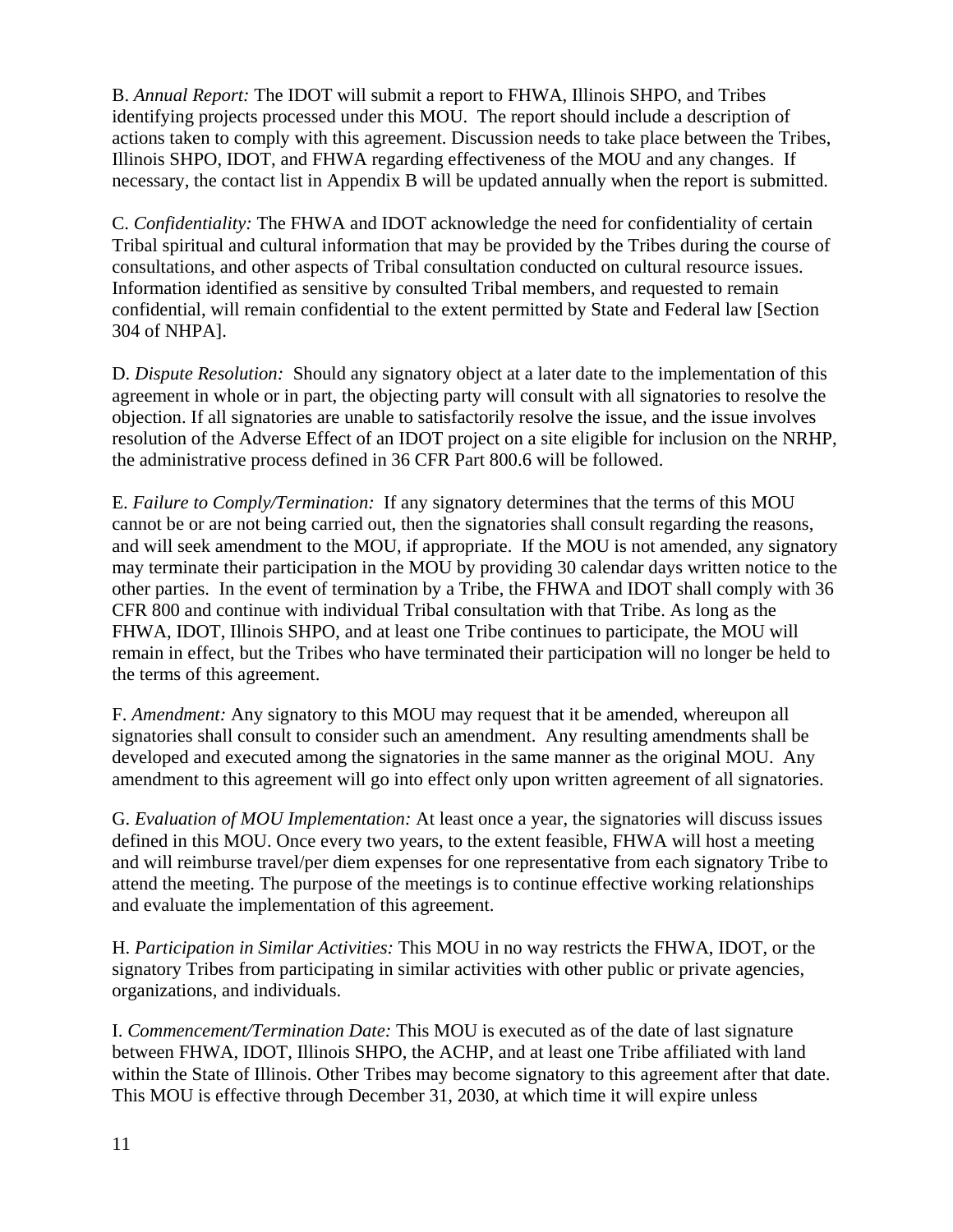B. *Annual Report:* The IDOT will submit a report to FHWA, Illinois SHPO, and Tribes identifying projects processed under this MOU. The report should include a description of actions taken to comply with this agreement. Discussion needs to take place between the Tribes, Illinois SHPO, IDOT, and FHWA regarding effectiveness of the MOU and any changes. If necessary, the contact list in Appendix B will be updated annually when the report is submitted.

C. *Confidentiality:* The FHWA and IDOT acknowledge the need for confidentiality of certain Tribal spiritual and cultural information that may be provided by the Tribes during the course of consultations, and other aspects of Tribal consultation conducted on cultural resource issues. Information identified as sensitive by consulted Tribal members, and requested to remain confidential, will remain confidential to the extent permitted by State and Federal law [Section 304 of NHPA].

D. *Dispute Resolution:* Should any signatory object at a later date to the implementation of this agreement in whole or in part, the objecting party will consult with all signatories to resolve the objection. If all signatories are unable to satisfactorily resolve the issue, and the issue involves resolution of the Adverse Effect of an IDOT project on a site eligible for inclusion on the NRHP, the administrative process defined in 36 CFR Part 800.6 will be followed.

E. *Failure to Comply/Termination:* If any signatory determines that the terms of this MOU cannot be or are not being carried out, then the signatories shall consult regarding the reasons, and will seek amendment to the MOU, if appropriate. If the MOU is not amended, any signatory may terminate their participation in the MOU by providing 30 calendar days written notice to the other parties. In the event of termination by a Tribe, the FHWA and IDOT shall comply with 36 CFR 800 and continue with individual Tribal consultation with that Tribe. As long as the FHWA, IDOT, Illinois SHPO, and at least one Tribe continues to participate, the MOU will remain in effect, but the Tribes who have terminated their participation will no longer be held to the terms of this agreement.

F. *Amendment:* Any signatory to this MOU may request that it be amended, whereupon all signatories shall consult to consider such an amendment. Any resulting amendments shall be developed and executed among the signatories in the same manner as the original MOU. Any amendment to this agreement will go into effect only upon written agreement of all signatories.

G. *Evaluation of MOU Implementation:* At least once a year, the signatories will discuss issues defined in this MOU. Once every two years, to the extent feasible, FHWA will host a meeting and will reimburse travel/per diem expenses for one representative from each signatory Tribe to attend the meeting. The purpose of the meetings is to continue effective working relationships and evaluate the implementation of this agreement.

H. *Participation in Similar Activities:* This MOU in no way restricts the FHWA, IDOT, or the signatory Tribes from participating in similar activities with other public or private agencies, organizations, and individuals.

I. *Commencement/Termination Date:* This MOU is executed as of the date of last signature between FHWA, IDOT, Illinois SHPO, the ACHP, and at least one Tribe affiliated with land within the State of Illinois. Other Tribes may become signatory to this agreement after that date. This MOU is effective through December 31, 2030, at which time it will expire unless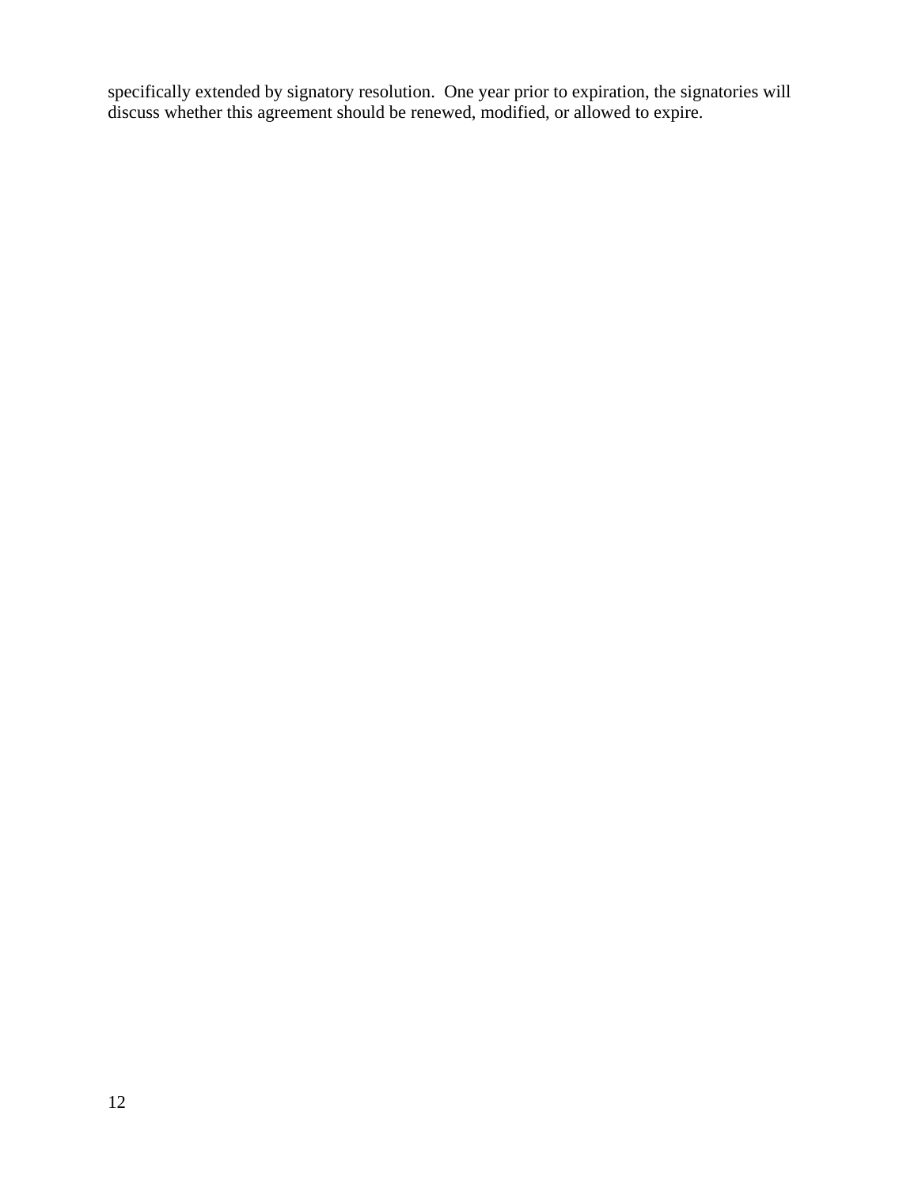specifically extended by signatory resolution. One year prior to expiration, the signatories will discuss whether this agreement should be renewed, modified, or allowed to expire.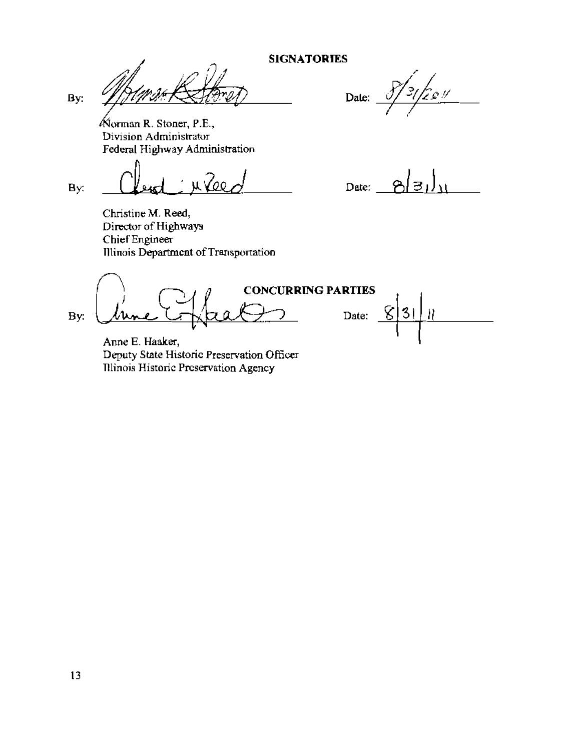## SIGNATORIES

By: ______________________________ Date: 8/31/2011

Norman R. Stoner, P.E.,
Division Administrator
Federal Highway Administration

By: ______________________________ Date: 8/31/11

Christine M. Reed,
Director of Highways
Chief Engineer
Illinois Department of Transportation

## CONCURRING PARTIES

By: ______________________________ Date: 8/31/11

Anne E. Haaker,
Deputy State Historic Preservation Officer
Illinois Historic Preservation Agency